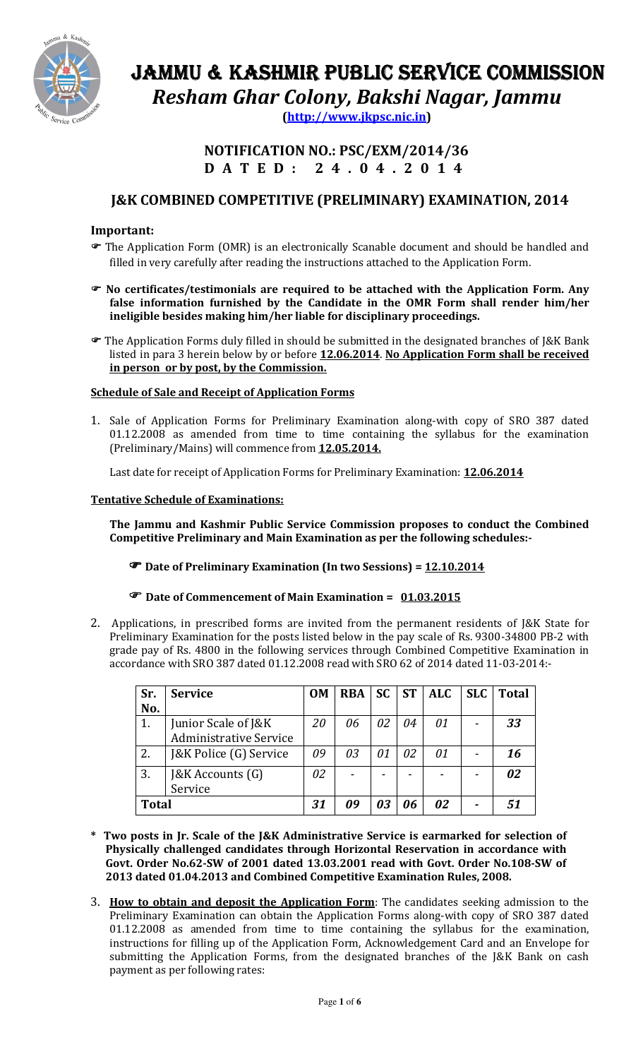# JAMMU & KASHMIR PUBLIC SERVICE COMMISSION

## *Resham Ghar Colony, Bakshi Nagar, Jammu*

**(http://www.jkpsc.nic.in)**

## NOTIFICATION NO.: PSC/EXM/2014/36
## D A T E D : 2 4 . 0 4 . 2 0 1 4

## J&K COMBINED COMPETITIVE (PRELIMINARY) EXAMINATION, 2014

**Important:**

- ☞ The Application Form (OMR) is an electronically Scanable document and should be handled and filled in very carefully after reading the instructions attached to the Application Form.
- ☞ **No certificates/testimonials are required to be attached with the Application Form. Any false information furnished by the Candidate in the OMR Form shall render him/her ineligible besides making him/her liable for disciplinary proceedings.**
- ☞ The Application Forms duly filled in should be submitted in the designated branches of J&K Bank listed in para 3 herein below by or before **12.06.2014**. **No Application Form shall be received in person or by post, by the Commission.**

**Schedule of Sale and Receipt of Application Forms**

1. Sale of Application Forms for Preliminary Examination along-with copy of SRO 387 dated 01.12.2008 as amended from time to time containing the syllabus for the examination (Preliminary/Mains) will commence from **12.05.2014.**

   Last date for receipt of Application Forms for Preliminary Examination: **12.06.2014**

**Tentative Schedule of Examinations:**

**The Jammu and Kashmir Public Service Commission proposes to conduct the Combined Competitive Preliminary and Main Examination as per the following schedules:-**

☞ **Date of Preliminary Examination (In two Sessions) = 12.10.2014**

☞ **Date of Commencement of Main Examination = 01.03.2015**

2. Applications, in prescribed forms are invited from the permanent residents of J&K State for Preliminary Examination for the posts listed below in the pay scale of Rs. 9300-34800 PB-2 with grade pay of Rs. 4800 in the following services through Combined Competitive Examination in accordance with SRO 387 dated 01.12.2008 read with SRO 62 of 2014 dated 11-03-2014:-

| Sr. No. | Service | OM | RBA | SC | ST | ALC | SLC | Total |
|---|---|---|---|---|---|---|---|---|
| 1. | Junior Scale of J&K Administrative Service | *20* | *06* | *02* | *04* | *01* | - | ***33*** |
| 2. | J&K Police (G) Service | *09* | *03* | *01* | *02* | *01* | - | ***16*** |
| 3. | J&K Accounts (G) Service | *02* | - | - | - | - | - | ***02*** |
| **Total** | | ***31*** | ***09*** | ***03*** | ***06*** | ***02*** | **-** | ***51*** |

**\* Two posts in Jr. Scale of the J&K Administrative Service is earmarked for selection of Physically challenged candidates through Horizontal Reservation in accordance with Govt. Order No.62-SW of 2001 dated 13.03.2001 read with Govt. Order No.108-SW of 2013 dated 01.04.2013 and Combined Competitive Examination Rules, 2008.**

3. **How to obtain and deposit the Application Form**: The candidates seeking admission to the Preliminary Examination can obtain the Application Forms along-with copy of SRO 387 dated 01.12.2008 as amended from time to time containing the syllabus for the examination, instructions for filling up of the Application Form, Acknowledgement Card and an Envelope for submitting the Application Forms, from the designated branches of the J&K Bank on cash payment as per following rates: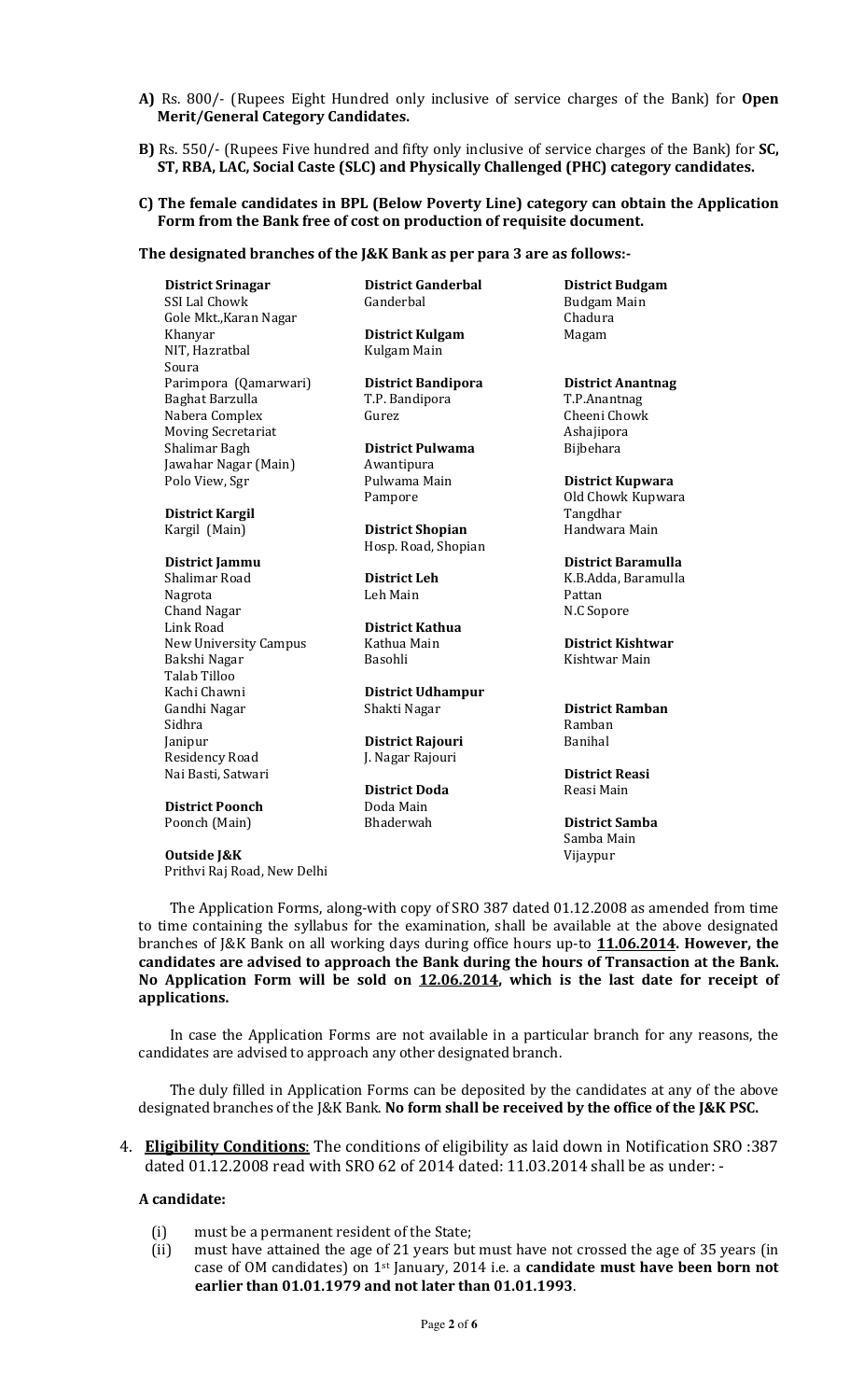**A)** Rs. 800/- (Rupees Eight Hundred only inclusive of service charges of the Bank) for **Open Merit/General Category Candidates.**

**B)** Rs. 550/- (Rupees Five hundred and fifty only inclusive of service charges of the Bank) for **SC, ST, RBA, LAC, Social Caste (SLC) and Physically Challenged (PHC) category candidates.**

**C) The female candidates in BPL (Below Poverty Line) category can obtain the Application Form from the Bank free of cost on production of requisite document.**

**The designated branches of the J&K Bank as per para 3 are as follows:-**

**District Srinagar**
SSI Lal Chowk
Gole Mkt.,Karan Nagar
Khanyar
NIT, Hazratbal
Soura
Parimpora (Qamarwari)
Baghat Barzulla
Nabera Complex
Moving Secretariat
Shalimar Bagh
Jawahar Nagar (Main)
Polo View, Sgr

**District Kargil**
Kargil (Main)

**District Jammu**
Shalimar Road
Nagrota
Chand Nagar
Link Road
New University Campus
Bakshi Nagar
Talab Tilloo
Kachi Chawni
Gandhi Nagar
Sidhra
Janipur
Residency Road
Nai Basti, Satwari

**District Poonch**
Poonch (Main)

**Outside J&K**
Prithvi Raj Road, New Delhi

**District Ganderbal**
Ganderbal

**District Kulgam**
Kulgam Main

**District Bandipora**
T.P. Bandipora
Gurez

**District Pulwama**
Awantipura
Pulwama Main
Pampore

**District Shopian**
Hosp. Road, Shopian

**District Leh**
Leh Main

**District Kathua**
Kathua Main
Basohli

**District Udhampur**
Shakti Nagar

**District Rajouri**
J. Nagar Rajouri

**District Doda**
Doda Main
Bhaderwah

**District Budgam**
Budgam Main
Chadura
Magam

**District Anantnag**
T.P.Anantnag
Cheeni Chowk
Ashajipora
Bijbehara

**District Kupwara**
Old Chowk Kupwara
Tangdhar
Handwara Main

**District Baramulla**
K.B.Adda, Baramulla
Pattan
N.C Sopore

**District Kishtwar**
Kishtwar Main

**District Ramban**
Ramban
Banihal

**District Reasi**
Reasi Main

**District Samba**
Samba Main
Vijaypur

The Application Forms, along-with copy of SRO 387 dated 01.12.2008 as amended from time to time containing the syllabus for the examination, shall be available at the above designated branches of J&K Bank on all working days during office hours up-to **11.06.2014. However, the candidates are advised to approach the Bank during the hours of Transaction at the Bank. No Application Form will be sold on 12.06.2014, which is the last date for receipt of applications.**

In case the Application Forms are not available in a particular branch for any reasons, the candidates are advised to approach any other designated branch.

The duly filled in Application Forms can be deposited by the candidates at any of the above designated branches of the J&K Bank. **No form shall be received by the office of the J&K PSC.**

4. **Eligibility Conditions**: The conditions of eligibility as laid down in Notification SRO :387 dated 01.12.2008 read with SRO 62 of 2014 dated: 11.03.2014 shall be as under: -

**A candidate:**

(i) must be a permanent resident of the State;

(ii) must have attained the age of 21 years but must have not crossed the age of 35 years (in case of OM candidates) on 1st January, 2014 i.e. a **candidate must have been born not earlier than 01.01.1979 and not later than 01.01.1993**.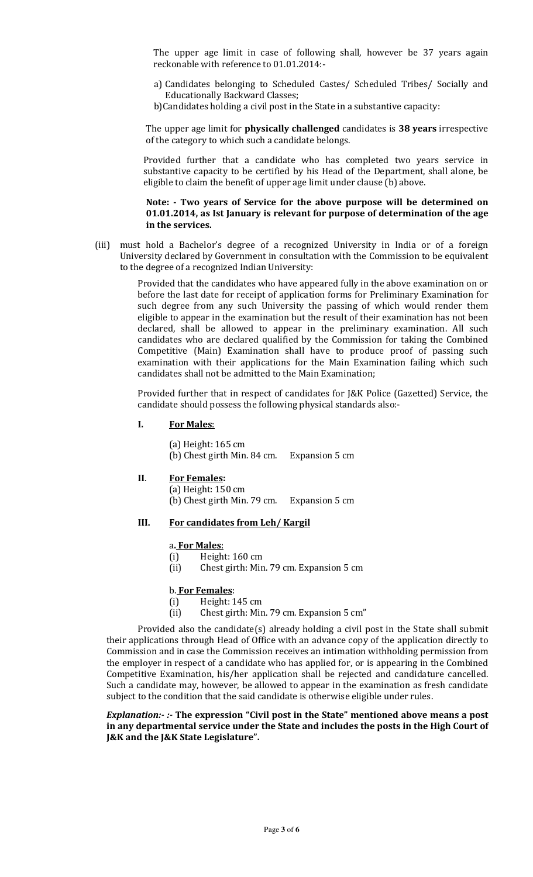The upper age limit in case of following shall, however be 37 years again reckonable with reference to 01.01.2014:-

a) Candidates belonging to Scheduled Castes/ Scheduled Tribes/ Socially and Educationally Backward Classes;

b) Candidates holding a civil post in the State in a substantive capacity:

The upper age limit for **physically challenged** candidates is **38 years** irrespective of the category to which such a candidate belongs.

Provided further that a candidate who has completed two years service in substantive capacity to be certified by his Head of the Department, shall alone, be eligible to claim the benefit of upper age limit under clause (b) above.

**Note: - Two years of Service for the above purpose will be determined on 01.01.2014, as Ist January is relevant for purpose of determination of the age in the services.**

(iii) must hold a Bachelor's degree of a recognized University in India or of a foreign University declared by Government in consultation with the Commission to be equivalent to the degree of a recognized Indian University:

Provided that the candidates who have appeared fully in the above examination on or before the last date for receipt of application forms for Preliminary Examination for such degree from any such University the passing of which would render them eligible to appear in the examination but the result of their examination has not been declared, shall be allowed to appear in the preliminary examination. All such candidates who are declared qualified by the Commission for taking the Combined Competitive (Main) Examination shall have to produce proof of passing such examination with their applications for the Main Examination failing which such candidates shall not be admitted to the Main Examination;

Provided further that in respect of candidates for J&K Police (Gazetted) Service, the candidate should possess the following physical standards also:-

**I. <u>For Males</u>:**

(a) Height: 165 cm
(b) Chest girth Min. 84 cm. Expansion 5 cm

**II. <u>For Females</u>:**

(a) Height: 150 cm
(b) Chest girth Min. 79 cm. Expansion 5 cm

**III. <u>For candidates from Leh/ Kargil</u>**

a. **<u>For Males</u>**:

(i) Height: 160 cm
(ii) Chest girth: Min. 79 cm. Expansion 5 cm

b. **<u>For Females</u>**:

(i) Height: 145 cm
(ii) Chest girth: Min. 79 cm. Expansion 5 cm"

Provided also the candidate(s) already holding a civil post in the State shall submit their applications through Head of Office with an advance copy of the application directly to Commission and in case the Commission receives an intimation withholding permission from the employer in respect of a candidate who has applied for, or is appearing in the Combined Competitive Examination, his/her application shall be rejected and candidature cancelled. Such a candidate may, however, be allowed to appear in the examination as fresh candidate subject to the condition that the said candidate is otherwise eligible under rules.

***Explanation:- :-*** **The expression "Civil post in the State" mentioned above means a post in any departmental service under the State and includes the posts in the High Court of J&K and the J&K State Legislature".**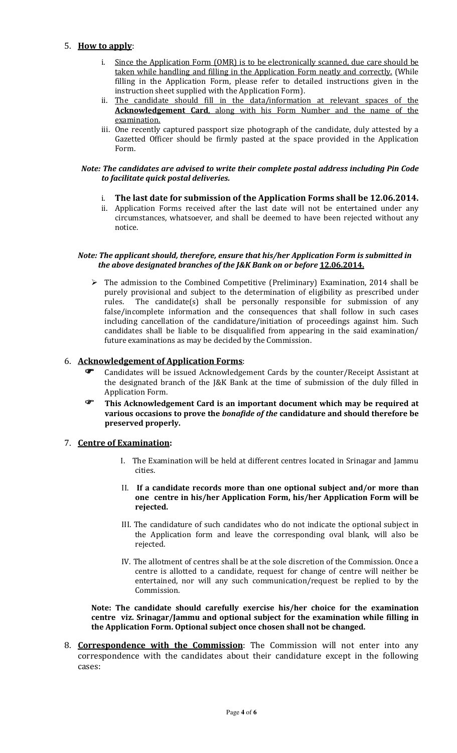5. **How to apply**:

    i. Since the Application Form (OMR) is to be electronically scanned, due care should be taken while handling and filling in the Application Form neatly and correctly. (While filling in the Application Form, please refer to detailed instructions given in the instruction sheet supplied with the Application Form).

    ii. The candidate should fill in the data/information at relevant spaces of the **Acknowledgement Card**, along with his Form Number and the name of the examination.

    iii. One recently captured passport size photograph of the candidate, duly attested by a Gazetted Officer should be firmly pasted at the space provided in the Application Form.

***Note: The candidates are advised to write their complete postal address including Pin Code to facilitate quick postal deliveries.***

    i. **The last date for submission of the Application Forms shall be 12.06.2014.**

    ii. Application Forms received after the last date will not be entertained under any circumstances, whatsoever, and shall be deemed to have been rejected without any notice.

***Note: The applicant should, therefore, ensure that his/her Application Form is submitted in the above designated branches of the J&K Bank on or before 12.06.2014.***

- The admission to the Combined Competitive (Preliminary) Examination, 2014 shall be purely provisional and subject to the determination of eligibility as prescribed under rules. The candidate(s) shall be personally responsible for submission of any false/incomplete information and the consequences that shall follow in such cases including cancellation of the candidature/initiation of proceedings against him. Such candidates shall be liable to be disqualified from appearing in the said examination/ future examinations as may be decided by the Commission.

6. **Acknowledgement of Application Forms**:

    - Candidates will be issued Acknowledgement Cards by the counter/Receipt Assistant at the designated branch of the J&K Bank at the time of submission of the duly filled in Application Form.
    - **This Acknowledgement Card is an important document which may be required at various occasions to prove the *bonafide of the* candidature and should therefore be preserved properly.**

7. **Centre of Examination:**

    I. The Examination will be held at different centres located in Srinagar and Jammu cities.

    II. **If a candidate records more than one optional subject and/or more than one centre in his/her Application Form, his/her Application Form will be rejected.**

    III. The candidature of such candidates who do not indicate the optional subject in the Application form and leave the corresponding oval blank, will also be rejected.

    IV. The allotment of centres shall be at the sole discretion of the Commission. Once a centre is allotted to a candidate, request for change of centre will neither be entertained, nor will any such communication/request be replied to by the Commission.

**Note: The candidate should carefully exercise his/her choice for the examination centre viz. Srinagar/Jammu and optional subject for the examination while filling in the Application Form. Optional subject once chosen shall not be changed.**

8. **Correspondence with the Commission**: The Commission will not enter into any correspondence with the candidates about their candidature except in the following cases: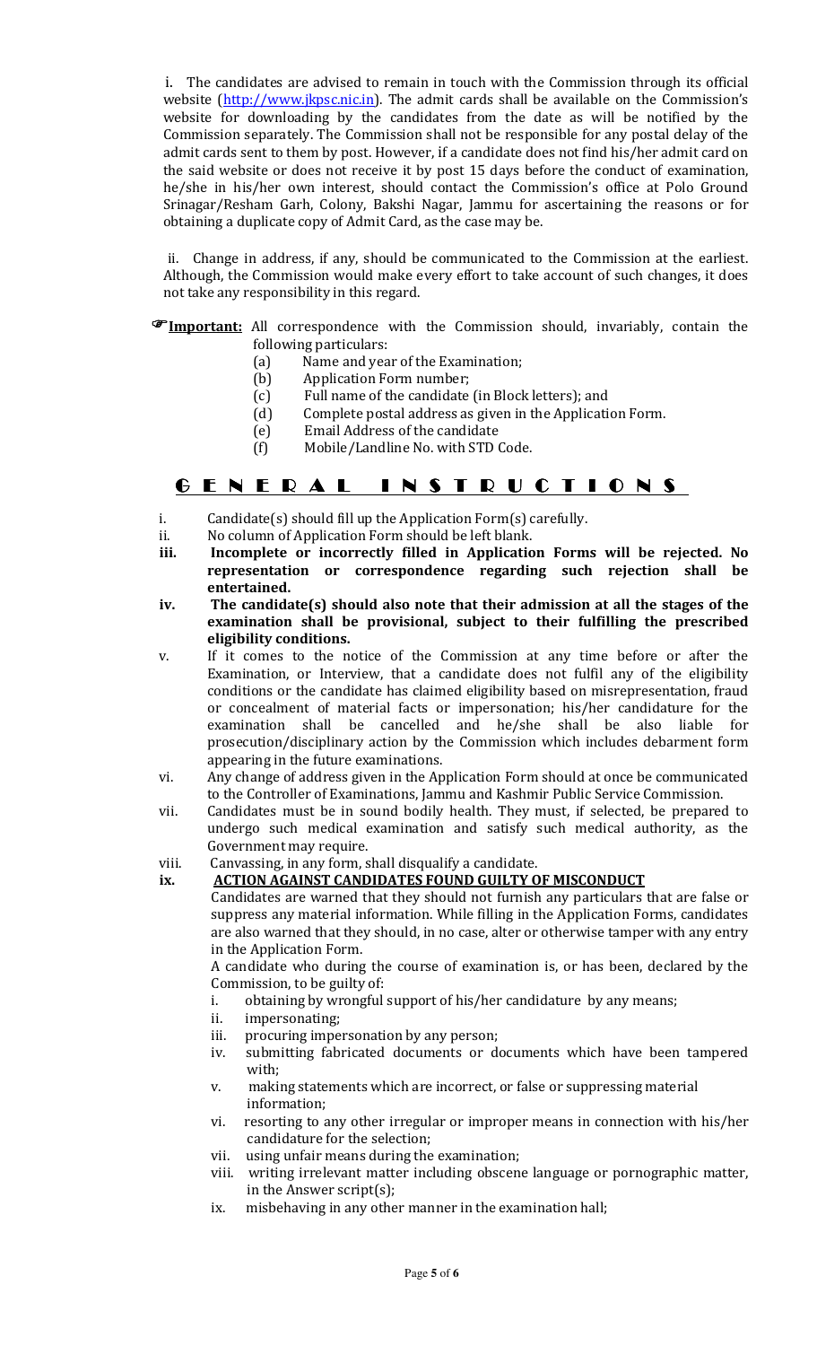i. The candidates are advised to remain in touch with the Commission through its official website (http://www.jkpsc.nic.in). The admit cards shall be available on the Commission's website for downloading by the candidates from the date as will be notified by the Commission separately. The Commission shall not be responsible for any postal delay of the admit cards sent to them by post. However, if a candidate does not find his/her admit card on the said website or does not receive it by post 15 days before the conduct of examination, he/she in his/her own interest, should contact the Commission's office at Polo Ground Srinagar/Resham Garh, Colony, Bakshi Nagar, Jammu for ascertaining the reasons or for obtaining a duplicate copy of Admit Card, as the case may be.

ii. Change in address, if any, should be communicated to the Commission at the earliest. Although, the Commission would make every effort to take account of such changes, it does not take any responsibility in this regard.

☞**Important:** All correspondence with the Commission should, invariably, contain the following particulars:

(a) Name and year of the Examination;
(b) Application Form number;
(c) Full name of the candidate (in Block letters); and
(d) Complete postal address as given in the Application Form.
(e) Email Address of the candidate
(f) Mobile/Landline No. with STD Code.

## GENERAL INSTRUCTIONS

i. Candidate(s) should fill up the Application Form(s) carefully.

ii. No column of Application Form should be left blank.

**iii. Incomplete or incorrectly filled in Application Forms will be rejected. No representation or correspondence regarding such rejection shall be entertained.**

**iv. The candidate(s) should also note that their admission at all the stages of the examination shall be provisional, subject to their fulfilling the prescribed eligibility conditions.**

v. If it comes to the notice of the Commission at any time before or after the Examination, or Interview, that a candidate does not fulfil any of the eligibility conditions or the candidate has claimed eligibility based on misrepresentation, fraud or concealment of material facts or impersonation; his/her candidature for the examination shall be cancelled and he/she shall be also liable for prosecution/disciplinary action by the Commission which includes debarment form appearing in the future examinations.

vi. Any change of address given in the Application Form should at once be communicated to the Controller of Examinations, Jammu and Kashmir Public Service Commission.

vii. Candidates must be in sound bodily health. They must, if selected, be prepared to undergo such medical examination and satisfy such medical authority, as the Government may require.

viii. Canvassing, in any form, shall disqualify a candidate.

**ix. ACTION AGAINST CANDIDATES FOUND GUILTY OF MISCONDUCT**

Candidates are warned that they should not furnish any particulars that are false or suppress any material information. While filling in the Application Forms, candidates are also warned that they should, in no case, alter or otherwise tamper with any entry in the Application Form.

A candidate who during the course of examination is, or has been, declared by the Commission, to be guilty of:

i. obtaining by wrongful support of his/her candidature by any means;
ii. impersonating;
iii. procuring impersonation by any person;
iv. submitting fabricated documents or documents which have been tampered with;
v. making statements which are incorrect, or false or suppressing material information;
vi. resorting to any other irregular or improper means in connection with his/her candidature for the selection;
vii. using unfair means during the examination;
viii. writing irrelevant matter including obscene language or pornographic matter, in the Answer script(s);
ix. misbehaving in any other manner in the examination hall;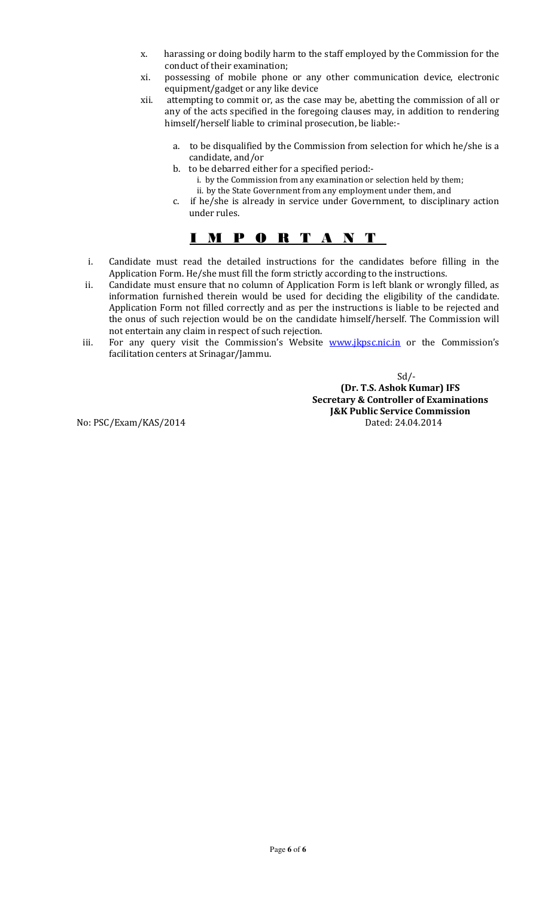x. harassing or doing bodily harm to the staff employed by the Commission for the conduct of their examination;

xi. possessing of mobile phone or any other communication device, electronic equipment/gadget or any like device

xii. attempting to commit or, as the case may be, abetting the commission of all or any of the acts specified in the foregoing clauses may, in addition to rendering himself/herself liable to criminal prosecution, be liable:-

   a. to be disqualified by the Commission from selection for which he/she is a candidate, and/or

   b. to be debarred either for a specified period:-

      i. by the Commission from any examination or selection held by them;

      ii. by the State Government from any employment under them, and

   c. if he/she is already in service under Government, to disciplinary action under rules.

## IMPORTANT

i. Candidate must read the detailed instructions for the candidates before filling in the Application Form. He/she must fill the form strictly according to the instructions.

ii. Candidate must ensure that no column of Application Form is left blank or wrongly filled, as information furnished therein would be used for deciding the eligibility of the candidate. Application Form not filled correctly and as per the instructions is liable to be rejected and the onus of such rejection would be on the candidate himself/herself. The Commission will not entertain any claim in respect of such rejection.

iii. For any query visit the Commission's Website www.jkpsc.nic.in or the Commission's facilitation centers at Srinagar/Jammu.

Sd/-

**(Dr. T.S. Ashok Kumar) IFS**
**Secretary & Controller of Examinations**
**J&K Public Service Commission**

No: PSC/Exam/KAS/2014 Dated: 24.04.2014